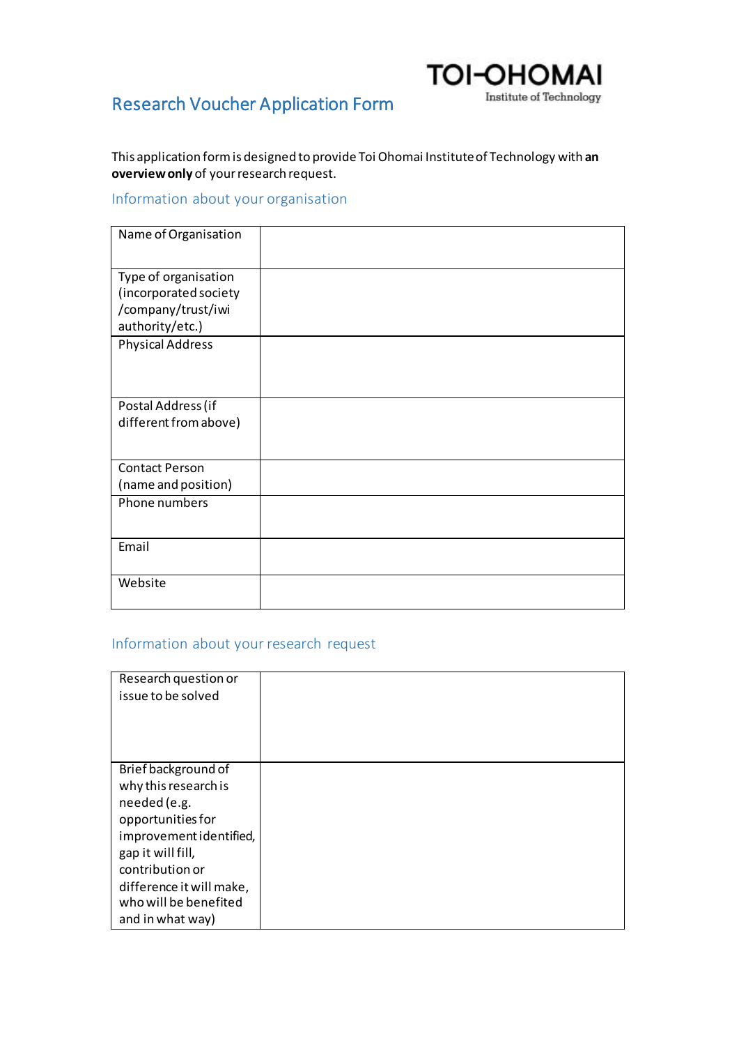TOI-OHOMAI
Institute of Technology

# Research Voucher Application Form

This application form is designed to provide Toi Ohomai Institute of Technology with **an overview only** of your research request.

## Information about your organisation

| | |
|---|---|
| Name of Organisation | |
| Type of organisation (incorporated society /company/trust/iwi authority/etc.) | |
| Physical Address | |
| Postal Address (if different from above) | |
| Contact Person (name and position) | |
| Phone numbers | |
| Email | |
| Website | |

## Information about your research request

| | |
|---|---|
| Research question or issue to be solved | |
| Brief background of why this research is needed (e.g. opportunities for improvement identified, gap it will fill, contribution or difference it will make, who will be benefited and in what way) | |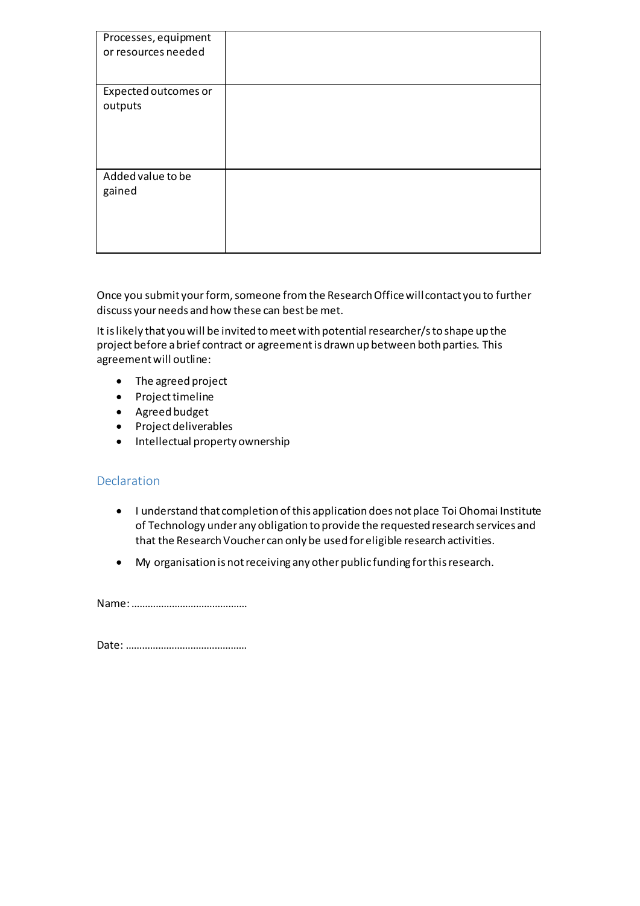| | |
|---|---|
| Processes, equipment or resources needed | |
| Expected outcomes or outputs | |
| Added value to be gained | |

Once you submit your form, someone from the Research Office will contact you to further discuss your needs and how these can best be met.

It is likely that you will be invited to meet with potential researcher/s to shape up the project before a brief contract or agreement is drawn up between both parties. This agreement will outline:

- The agreed project
- Project timeline
- Agreed budget
- Project deliverables
- Intellectual property ownership

## Declaration

- I understand that completion of this application does not place Toi Ohomai Institute of Technology under any obligation to provide the requested research services and that the Research Voucher can only be used for eligible research activities.
- My organisation is not receiving any other public funding for this research.

Name: ……………………………………

Date: ………………………………………